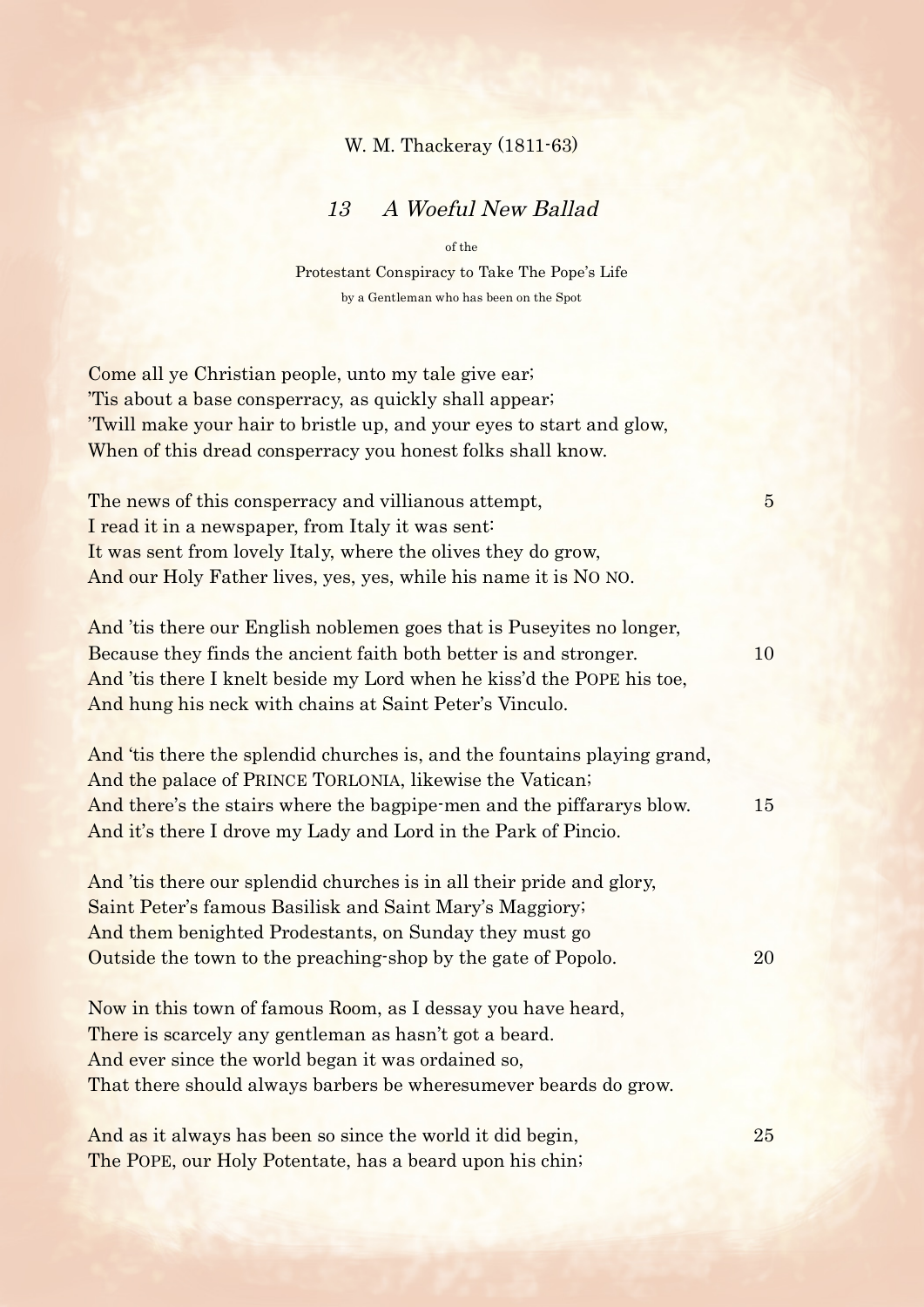W. M. Thackeray (1811-63)

## *13 A Woeful New Ballad*

of the

Protestant Conspiracy to Take The Pope's Life

by a Gentleman who has been on the Spot

Come all ye Christian people, unto my tale give ear;
'Tis about a base consperracy, as quickly shall appear;
'Twill make your hair to bristle up, and your eyes to start and glow,
When of this dread consperracy you honest folks shall know.

The news of this consperracy and villianous attempt, 5
I read it in a newspaper, from Italy it was sent:
It was sent from lovely Italy, where the olives they do grow,
And our Holy Father lives, yes, yes, while his name it is NO NO.

And 'tis there our English noblemen goes that is Puseyites no longer,
Because they finds the ancient faith both better is and stronger. 10
And 'tis there I knelt beside my Lord when he kiss'd the POPE his toe,
And hung his neck with chains at Saint Peter's Vinculo.

And 'tis there the splendid churches is, and the fountains playing grand,
And the palace of PRINCE TORLONIA, likewise the Vatican;
And there's the stairs where the bagpipe-men and the piffararys blow. 15
And it's there I drove my Lady and Lord in the Park of Pincio.

And 'tis there our splendid churches is in all their pride and glory,
Saint Peter's famous Basilisk and Saint Mary's Maggiory;
And them benighted Prodestants, on Sunday they must go
Outside the town to the preaching-shop by the gate of Popolo. 20

Now in this town of famous Room, as I dessay you have heard,
There is scarcely any gentleman as hasn't got a beard.
And ever since the world began it was ordained so,
That there should always barbers be wheresumever beards do grow.

And as it always has been so since the world it did begin, 25
The POPE, our Holy Potentate, has a beard upon his chin;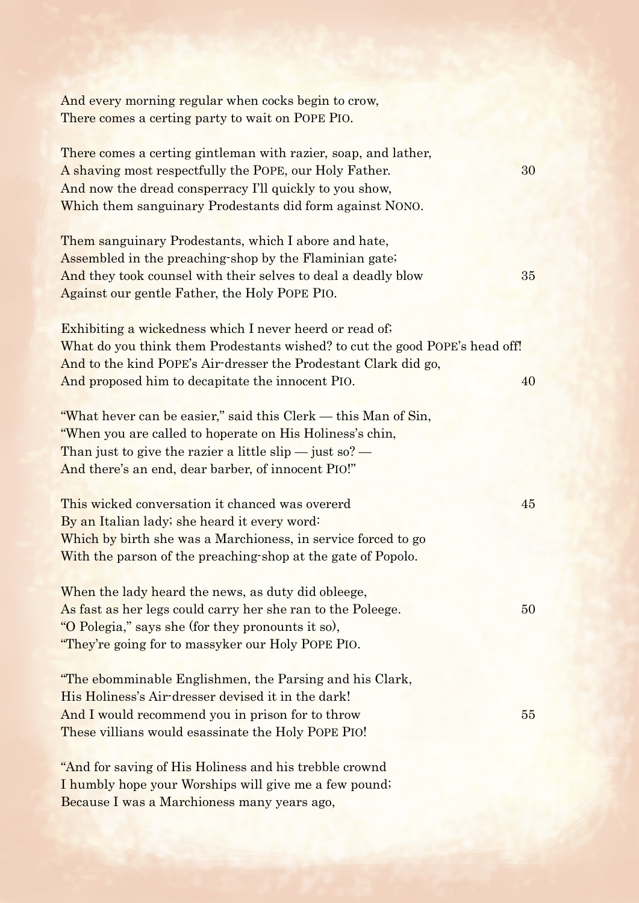And every morning regular when cocks begin to crow,
There comes a certing party to wait on POPE PIO.

There comes a certing gintleman with razier, soap, and lather,
A shaving most respectfully the POPE, our Holy Father.
And now the dread consperracy I'll quickly to you show,
Which them sanguinary Prodestants did form against NONO.

Them sanguinary Prodestants, which I abore and hate,
Assembled in the preaching-shop by the Flaminian gate;
And they took counsel with their selves to deal a deadly blow
Against our gentle Father, the Holy POPE PIO.

Exhibiting a wickedness which I never heerd or read of;
What do you think them Prodestants wished? to cut the good POPE's head off!
And to the kind POPE's Air-dresser the Prodestant Clark did go,
And proposed him to decapitate the innocent PIO.

"What hever can be easier," said this Clerk — this Man of Sin,
"When you are called to hoperate on His Holiness's chin,
Than just to give the razier a little slip — just so? —
And there's an end, dear barber, of innocent PIO!"

This wicked conversation it chanced was overerd
By an Italian lady; she heard it every word:
Which by birth she was a Marchioness, in service forced to go
With the parson of the preaching-shop at the gate of Popolo.

When the lady heard the news, as duty did obleege,
As fast as her legs could carry her she ran to the Poleege.
"O Polegia," says she (for they pronounts it so),
"They're going for to massyker our Holy POPE PIO.

"The ebomminable Englishmen, the Parsing and his Clark,
His Holiness's Air-dresser devised it in the dark!
And I would recommend you in prison for to throw
These villians would esassinate the Holy POPE PIO!

"And for saving of His Holiness and his trebble crownd
I humbly hope your Worships will give me a few pound;
Because I was a Marchioness many years ago,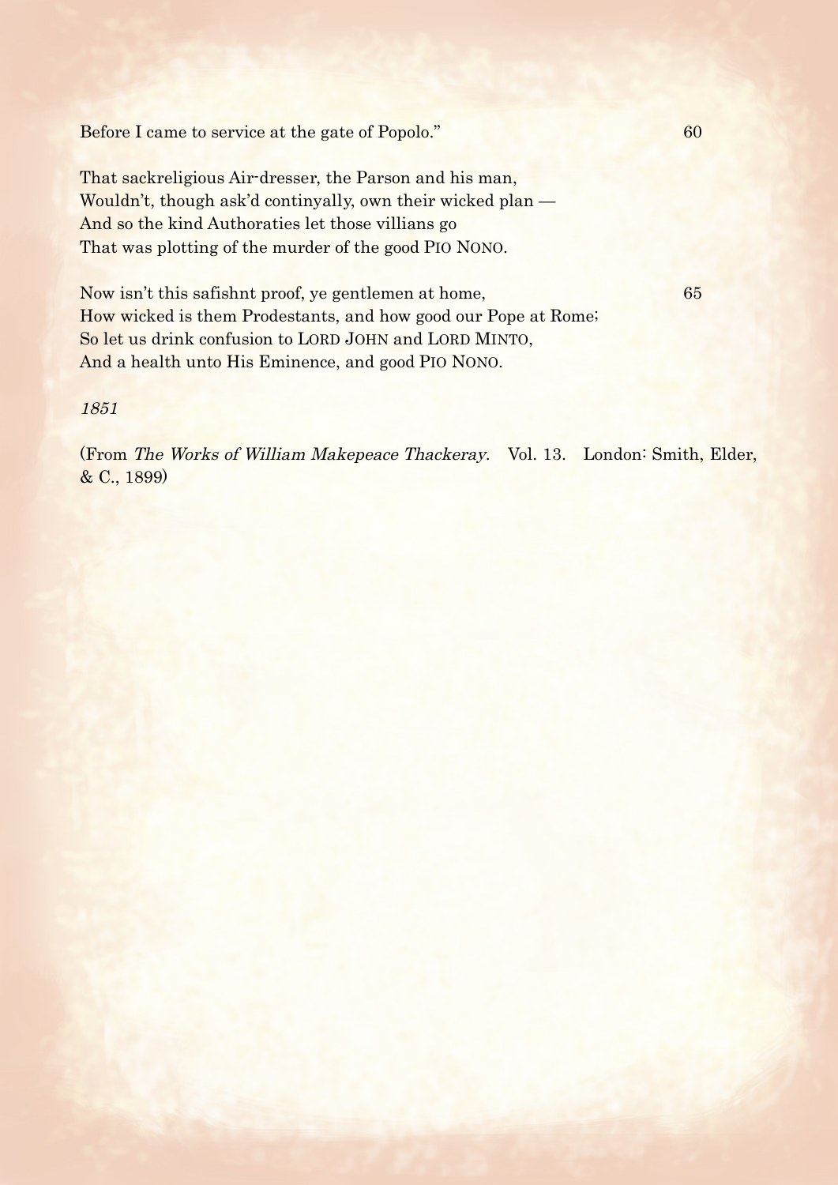Before I came to service at the gate of Popolo." 60

That sackreligious Air-dresser, the Parson and his man,
Wouldn't, though ask'd continyally, own their wicked plan —
And so the kind Authoraties let those villians go
That was plotting of the murder of the good PIO NONO.

Now isn't this safishnt proof, ye gentlemen at home, 65
How wicked is them Prodestants, and how good our Pope at Rome;
So let us drink confusion to LORD JOHN and LORD MINTO,
And a health unto His Eminence, and good PIO NONO.

*1851*

(From *The Works of William Makepeace Thackeray*. Vol. 13. London: Smith, Elder, & C., 1899)